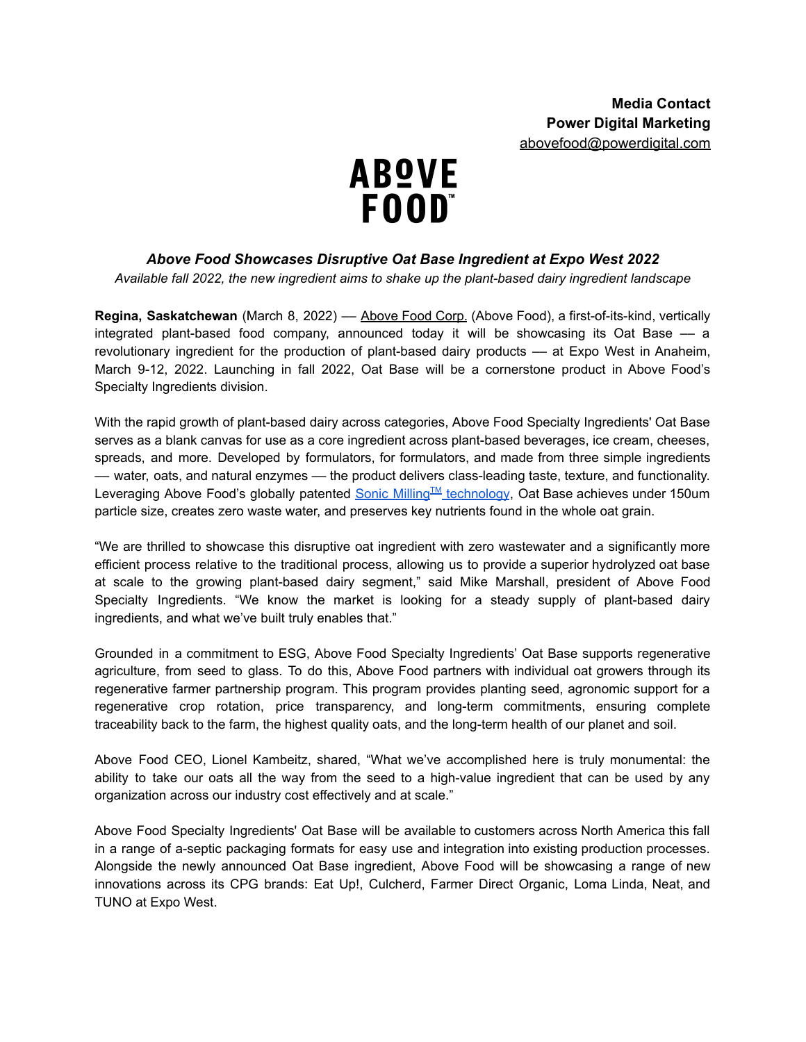**Media Contact**
**Power Digital Marketing**
abovefood@powerdigital.com

ABOVE FOOD™

### *Above Food Showcases Disruptive Oat Base Ingredient at Expo West 2022*

*Available fall 2022, the new ingredient aims to shake up the plant-based dairy ingredient landscape*

**Regina, Saskatchewan** (March 8, 2022) — Above Food Corp. (Above Food), a first-of-its-kind, vertically integrated plant-based food company, announced today it will be showcasing its Oat Base — a revolutionary ingredient for the production of plant-based dairy products — at Expo West in Anaheim, March 9-12, 2022. Launching in fall 2022, Oat Base will be a cornerstone product in Above Food's Specialty Ingredients division.

With the rapid growth of plant-based dairy across categories, Above Food Specialty Ingredients' Oat Base serves as a blank canvas for use as a core ingredient across plant-based beverages, ice cream, cheeses, spreads, and more. Developed by formulators, for formulators, and made from three simple ingredients — water, oats, and natural enzymes — the product delivers class-leading taste, texture, and functionality. Leveraging Above Food's globally patented Sonic Milling™ technology, Oat Base achieves under 150um particle size, creates zero waste water, and preserves key nutrients found in the whole oat grain.

"We are thrilled to showcase this disruptive oat ingredient with zero wastewater and a significantly more efficient process relative to the traditional process, allowing us to provide a superior hydrolyzed oat base at scale to the growing plant-based dairy segment," said Mike Marshall, president of Above Food Specialty Ingredients. "We know the market is looking for a steady supply of plant-based dairy ingredients, and what we've built truly enables that."

Grounded in a commitment to ESG, Above Food Specialty Ingredients' Oat Base supports regenerative agriculture, from seed to glass. To do this, Above Food partners with individual oat growers through its regenerative farmer partnership program. This program provides planting seed, agronomic support for a regenerative crop rotation, price transparency, and long-term commitments, ensuring complete traceability back to the farm, the highest quality oats, and the long-term health of our planet and soil.

Above Food CEO, Lionel Kambeitz, shared, "What we've accomplished here is truly monumental: the ability to take our oats all the way from the seed to a high-value ingredient that can be used by any organization across our industry cost effectively and at scale."

Above Food Specialty Ingredients' Oat Base will be available to customers across North America this fall in a range of a-septic packaging formats for easy use and integration into existing production processes. Alongside the newly announced Oat Base ingredient, Above Food will be showcasing a range of new innovations across its CPG brands: Eat Up!, Culcherd, Farmer Direct Organic, Loma Linda, Neat, and TUNO at Expo West.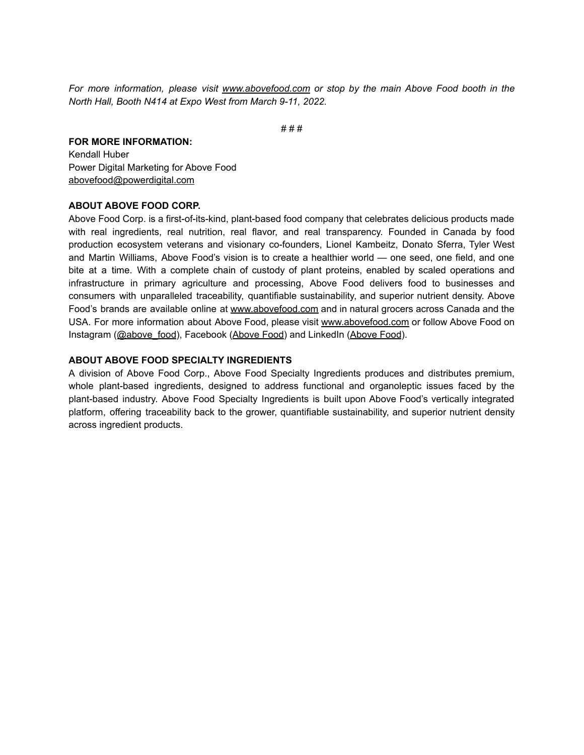*For more information, please visit www.abovefood.com or stop by the main Above Food booth in the North Hall, Booth N414 at Expo West from March 9-11, 2022.*

# # #

**FOR MORE INFORMATION:**
Kendall Huber
Power Digital Marketing for Above Food
abovefood@powerdigital.com

**ABOUT ABOVE FOOD CORP.**

Above Food Corp. is a first-of-its-kind, plant-based food company that celebrates delicious products made with real ingredients, real nutrition, real flavor, and real transparency. Founded in Canada by food production ecosystem veterans and visionary co-founders, Lionel Kambeitz, Donato Sferra, Tyler West and Martin Williams, Above Food's vision is to create a healthier world — one seed, one field, and one bite at a time. With a complete chain of custody of plant proteins, enabled by scaled operations and infrastructure in primary agriculture and processing, Above Food delivers food to businesses and consumers with unparalleled traceability, quantifiable sustainability, and superior nutrient density. Above Food's brands are available online at www.abovefood.com and in natural grocers across Canada and the USA. For more information about Above Food, please visit www.abovefood.com or follow Above Food on Instagram (@above_food), Facebook (Above Food) and LinkedIn (Above Food).

**ABOUT ABOVE FOOD SPECIALTY INGREDIENTS**

A division of Above Food Corp., Above Food Specialty Ingredients produces and distributes premium, whole plant-based ingredients, designed to address functional and organoleptic issues faced by the plant-based industry. Above Food Specialty Ingredients is built upon Above Food's vertically integrated platform, offering traceability back to the grower, quantifiable sustainability, and superior nutrient density across ingredient products.